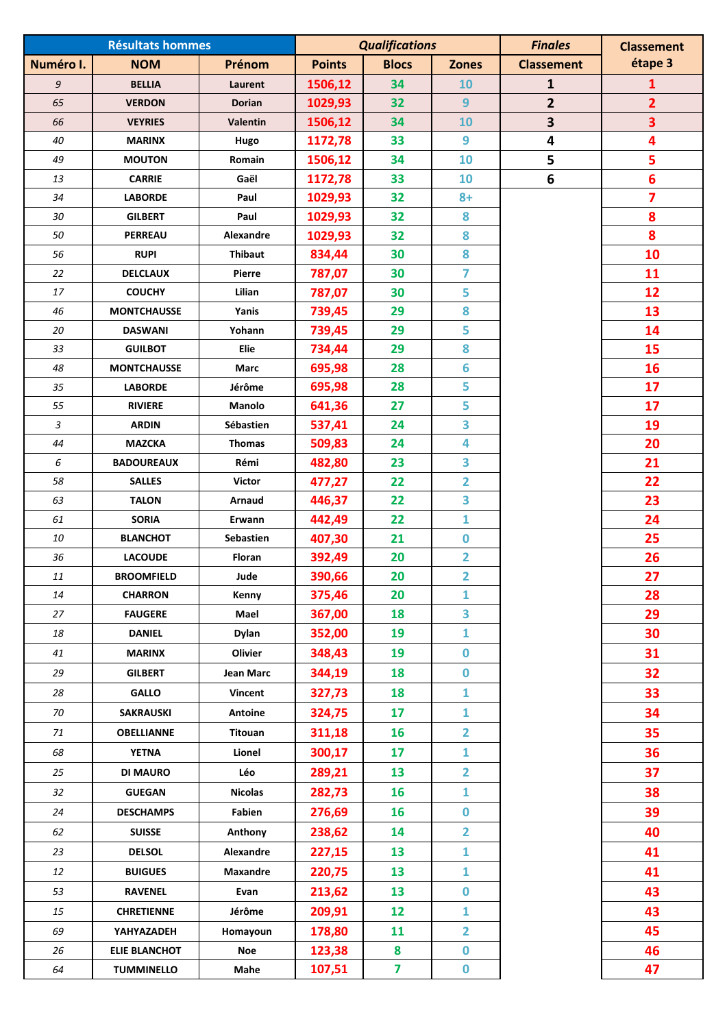| Résultats hommes | | | Qualifications | | | Finales | Classement étape 3 |
|---|---|---|---|---|---|---|---|
| Numéro I. | NOM | Prénom | Points | Blocs | Zones | Classement | |
| 9 | BELLIA | Laurent | 1506,12 | 34 | 10 | 1 | 1 |
| 65 | VERDON | Dorian | 1029,93 | 32 | 9 | 2 | 2 |
| 66 | VEYRIES | Valentin | 1506,12 | 34 | 10 | 3 | 3 |
| 40 | MARINX | Hugo | 1172,78 | 33 | 9 | 4 | 4 |
| 49 | MOUTON | Romain | 1506,12 | 34 | 10 | 5 | 5 |
| 13 | CARRIE | Gaël | 1172,78 | 33 | 10 | 6 | 6 |
| 34 | LABORDE | Paul | 1029,93 | 32 | 8+ | | 7 |
| 30 | GILBERT | Paul | 1029,93 | 32 | 8 | | 8 |
| 50 | PERREAU | Alexandre | 1029,93 | 32 | 8 | | 8 |
| 56 | RUPI | Thibaut | 834,44 | 30 | 8 | | 10 |
| 22 | DELCLAUX | Pierre | 787,07 | 30 | 7 | | 11 |
| 17 | COUCHY | Lilian | 787,07 | 30 | 5 | | 12 |
| 46 | MONTCHAUSSE | Yanis | 739,45 | 29 | 8 | | 13 |
| 20 | DASWANI | Yohann | 739,45 | 29 | 5 | | 14 |
| 33 | GUILBOT | Elie | 734,44 | 29 | 8 | | 15 |
| 48 | MONTCHAUSSE | Marc | 695,98 | 28 | 6 | | 16 |
| 35 | LABORDE | Jérôme | 695,98 | 28 | 5 | | 17 |
| 55 | RIVIERE | Manolo | 641,36 | 27 | 5 | | 17 |
| 3 | ARDIN | Sébastien | 537,41 | 24 | 3 | | 19 |
| 44 | MAZCKA | Thomas | 509,83 | 24 | 4 | | 20 |
| 6 | BADOUREAUX | Rémi | 482,80 | 23 | 3 | | 21 |
| 58 | SALLES | Victor | 477,27 | 22 | 2 | | 22 |
| 63 | TALON | Arnaud | 446,37 | 22 | 3 | | 23 |
| 61 | SORIA | Erwann | 442,49 | 22 | 1 | | 24 |
| 10 | BLANCHOT | Sebastien | 407,30 | 21 | 0 | | 25 |
| 36 | LACOUDE | Floran | 392,49 | 20 | 2 | | 26 |
| 11 | BROOMFIELD | Jude | 390,66 | 20 | 2 | | 27 |
| 14 | CHARRON | Kenny | 375,46 | 20 | 1 | | 28 |
| 27 | FAUGERE | Mael | 367,00 | 18 | 3 | | 29 |
| 18 | DANIEL | Dylan | 352,00 | 19 | 1 | | 30 |
| 41 | MARINX | Olivier | 348,43 | 19 | 0 | | 31 |
| 29 | GILBERT | Jean Marc | 344,19 | 18 | 0 | | 32 |
| 28 | GALLO | Vincent | 327,73 | 18 | 1 | | 33 |
| 70 | SAKRAUSKI | Antoine | 324,75 | 17 | 1 | | 34 |
| 71 | OBELLIANNE | Titouan | 311,18 | 16 | 2 | | 35 |
| 68 | YETNA | Lionel | 300,17 | 17 | 1 | | 36 |
| 25 | DI MAURO | Léo | 289,21 | 13 | 2 | | 37 |
| 32 | GUEGAN | Nicolas | 282,73 | 16 | 1 | | 38 |
| 24 | DESCHAMPS | Fabien | 276,69 | 16 | 0 | | 39 |
| 62 | SUISSE | Anthony | 238,62 | 14 | 2 | | 40 |
| 23 | DELSOL | Alexandre | 227,15 | 13 | 1 | | 41 |
| 12 | BUIGUES | Maxandre | 220,75 | 13 | 1 | | 41 |
| 53 | RAVENEL | Evan | 213,62 | 13 | 0 | | 43 |
| 15 | CHRETIENNE | Jérôme | 209,91 | 12 | 1 | | 43 |
| 69 | YAHYAZADEH | Homayoun | 178,80 | 11 | 2 | | 45 |
| 26 | ELIE BLANCHOT | Noe | 123,38 | 8 | 0 | | 46 |
| 64 | TUMMINELLO | Mahe | 107,51 | 7 | 0 | | 47 |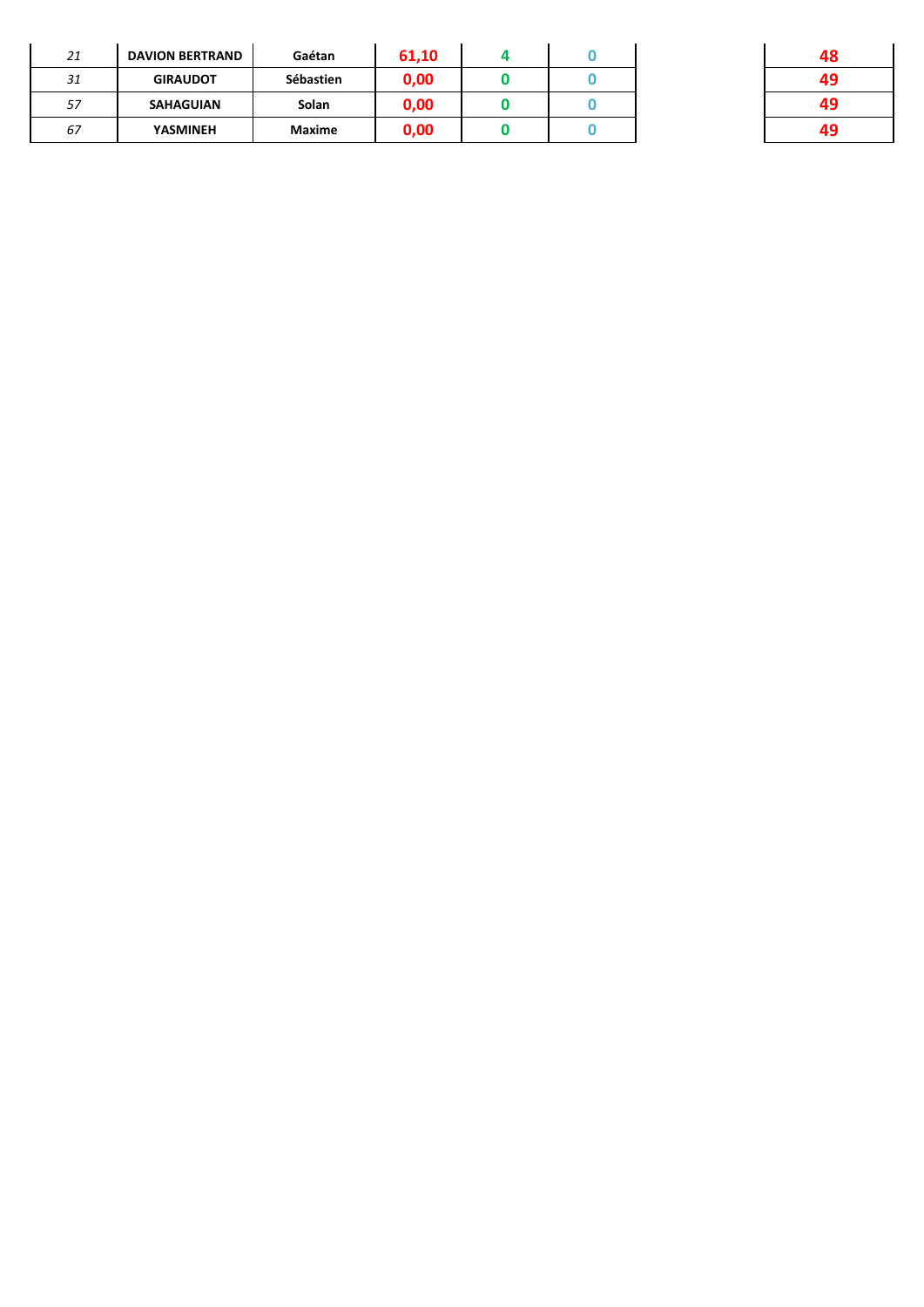| | | | | | | |
|---|---|---|---|---|---|---|
| *21* | **DAVION BERTRAND** | **Gaétan** | **61,10** | **4** | **0** | **48** |
| *31* | **GIRAUDOT** | **Sébastien** | **0,00** | **0** | **0** | **49** |
| *57* | **SAHAGUIAN** | **Solan** | **0,00** | **0** | **0** | **49** |
| *67* | **YASMINEH** | **Maxime** | **0,00** | **0** | **0** | **49** |